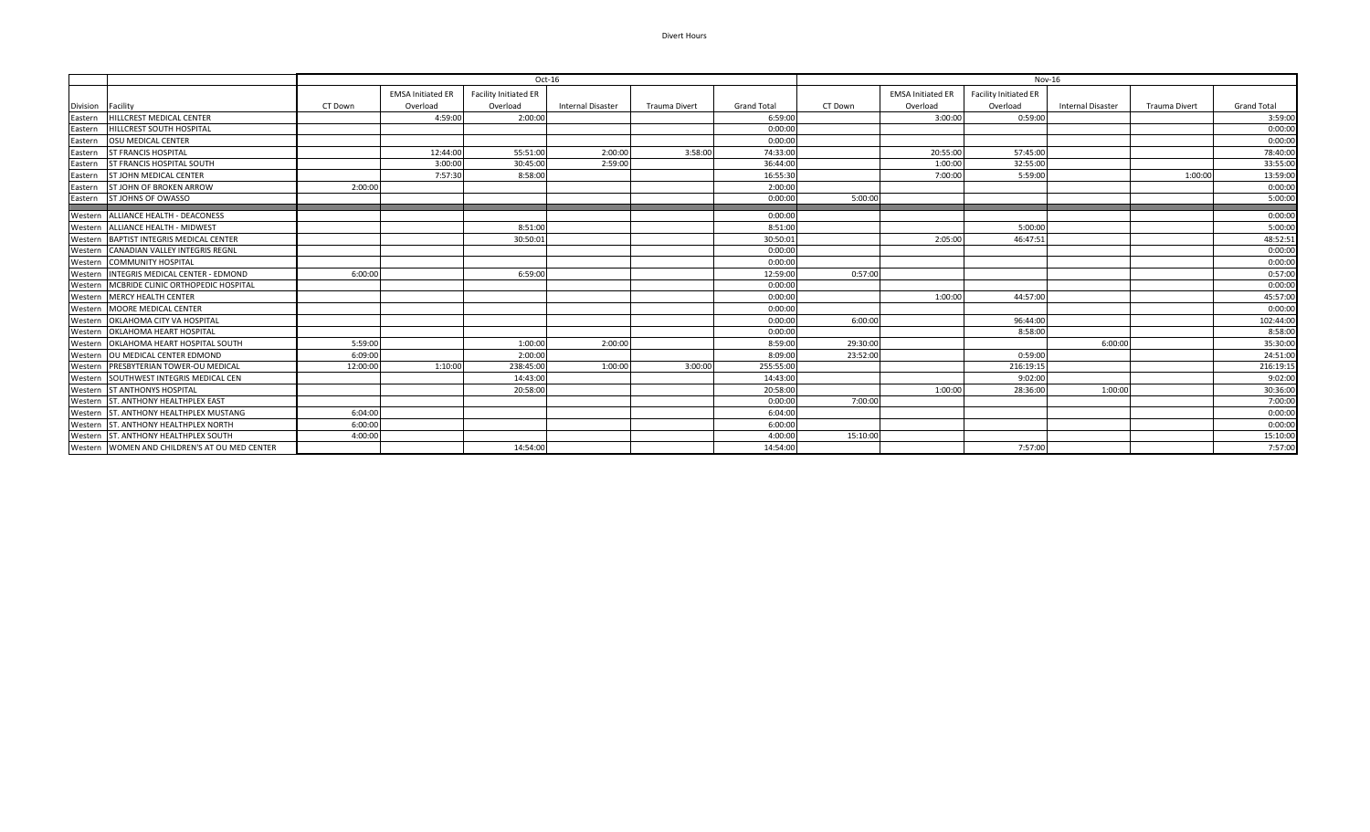# Divert Hours

| | | Oct-16 | | | | | | Nov-16 | | | | | |
|---|---|---|---|---|---|---|---|---|---|---|---|---|---|
| Division | Facility | CT Down | EMSA Initiated ER Overload | Facility Initiated ER Overload | Internal Disaster | Trauma Divert | Grand Total | CT Down | EMSA Initiated ER Overload | Facility Initiated ER Overload | Internal Disaster | Trauma Divert | Grand Total |
| Eastern | HILLCREST MEDICAL CENTER | | 4:59:00 | 2:00:00 | | | 6:59:00 | | 3:00:00 | 0:59:00 | | | 3:59:00 |
| Eastern | HILLCREST SOUTH HOSPITAL | | | | | | 0:00:00 | | | | | | 0:00:00 |
| Eastern | OSU MEDICAL CENTER | | | | | | 0:00:00 | | | | | | 0:00:00 |
| Eastern | ST FRANCIS HOSPITAL | | 12:44:00 | 55:51:00 | 2:00:00 | 3:58:00 | 74:33:00 | | 20:55:00 | 57:45:00 | | | 78:40:00 |
| Eastern | ST FRANCIS HOSPITAL SOUTH | | 3:00:00 | 30:45:00 | 2:59:00 | | 36:44:00 | | 1:00:00 | 32:55:00 | | | 33:55:00 |
| Eastern | ST JOHN MEDICAL CENTER | | 7:57:30 | 8:58:00 | | | 16:55:30 | | 7:00:00 | 5:59:00 | | 1:00:00 | 13:59:00 |
| Eastern | ST JOHN OF BROKEN ARROW | 2:00:00 | | | | | 2:00:00 | | | | | | 0:00:00 |
| Eastern | ST JOHNS OF OWASSO | | | | | | 0:00:00 | 5:00:00 | | | | | 5:00:00 |
| Western | ALLIANCE HEALTH - DEACONESS | | | | | | 0:00:00 | | | | | | 0:00:00 |
| Western | ALLIANCE HEALTH - MIDWEST | | | 8:51:00 | | | 8:51:00 | | | 5:00:00 | | | 5:00:00 |
| Western | BAPTIST INTEGRIS MEDICAL CENTER | | | 30:50:01 | | | 30:50:01 | | 2:05:00 | 46:47:51 | | | 48:52:51 |
| Western | CANADIAN VALLEY INTEGRIS REGNL | | | | | | 0:00:00 | | | | | | 0:00:00 |
| Western | COMMUNITY HOSPITAL | | | | | | 0:00:00 | | | | | | 0:00:00 |
| Western | INTEGRIS MEDICAL CENTER - EDMOND | 6:00:00 | | 6:59:00 | | | 12:59:00 | 0:57:00 | | | | | 0:57:00 |
| Western | MCBRIDE CLINIC ORTHOPEDIC HOSPITAL | | | | | | 0:00:00 | | | | | | 0:00:00 |
| Western | MERCY HEALTH CENTER | | | | | | 0:00:00 | | 1:00:00 | 44:57:00 | | | 45:57:00 |
| Western | MOORE MEDICAL CENTER | | | | | | 0:00:00 | | | | | | 0:00:00 |
| Western | OKLAHOMA CITY VA HOSPITAL | | | | | | 0:00:00 | 6:00:00 | | 96:44:00 | | | 102:44:00 |
| Western | OKLAHOMA HEART HOSPITAL | | | | | | 0:00:00 | | | 8:58:00 | | | 8:58:00 |
| Western | OKLAHOMA HEART HOSPITAL SOUTH | 5:59:00 | | 1:00:00 | 2:00:00 | | 8:59:00 | 29:30:00 | | | 6:00:00 | | 35:30:00 |
| Western | OU MEDICAL CENTER EDMOND | 6:09:00 | | 2:00:00 | | | 8:09:00 | 23:52:00 | | 0:59:00 | | | 24:51:00 |
| Western | PRESBYTERIAN TOWER-OU MEDICAL | 12:00:00 | 1:10:00 | 238:45:00 | 1:00:00 | 3:00:00 | 255:55:00 | | | 216:19:15 | | | 216:19:15 |
| Western | SOUTHWEST INTEGRIS MEDICAL CEN | | | 14:43:00 | | | 14:43:00 | | | 9:02:00 | | | 9:02:00 |
| Western | ST ANTHONYS HOSPITAL | | | 20:58:00 | | | 20:58:00 | | 1:00:00 | 28:36:00 | 1:00:00 | | 30:36:00 |
| Western | ST. ANTHONY HEALTHPLEX EAST | | | | | | 0:00:00 | 7:00:00 | | | | | 7:00:00 |
| Western | ST. ANTHONY HEALTHPLEX MUSTANG | 6:04:00 | | | | | 6:04:00 | | | | | | 0:00:00 |
| Western | ST. ANTHONY HEALTHPLEX NORTH | 6:00:00 | | | | | 6:00:00 | | | | | | 0:00:00 |
| Western | ST. ANTHONY HEALTHPLEX SOUTH | 4:00:00 | | | | | 4:00:00 | 15:10:00 | | | | | 15:10:00 |
| Western | WOMEN AND CHILDREN'S AT OU MED CENTER | | | 14:54:00 | | | 14:54:00 | | | 7:57:00 | | | 7:57:00 |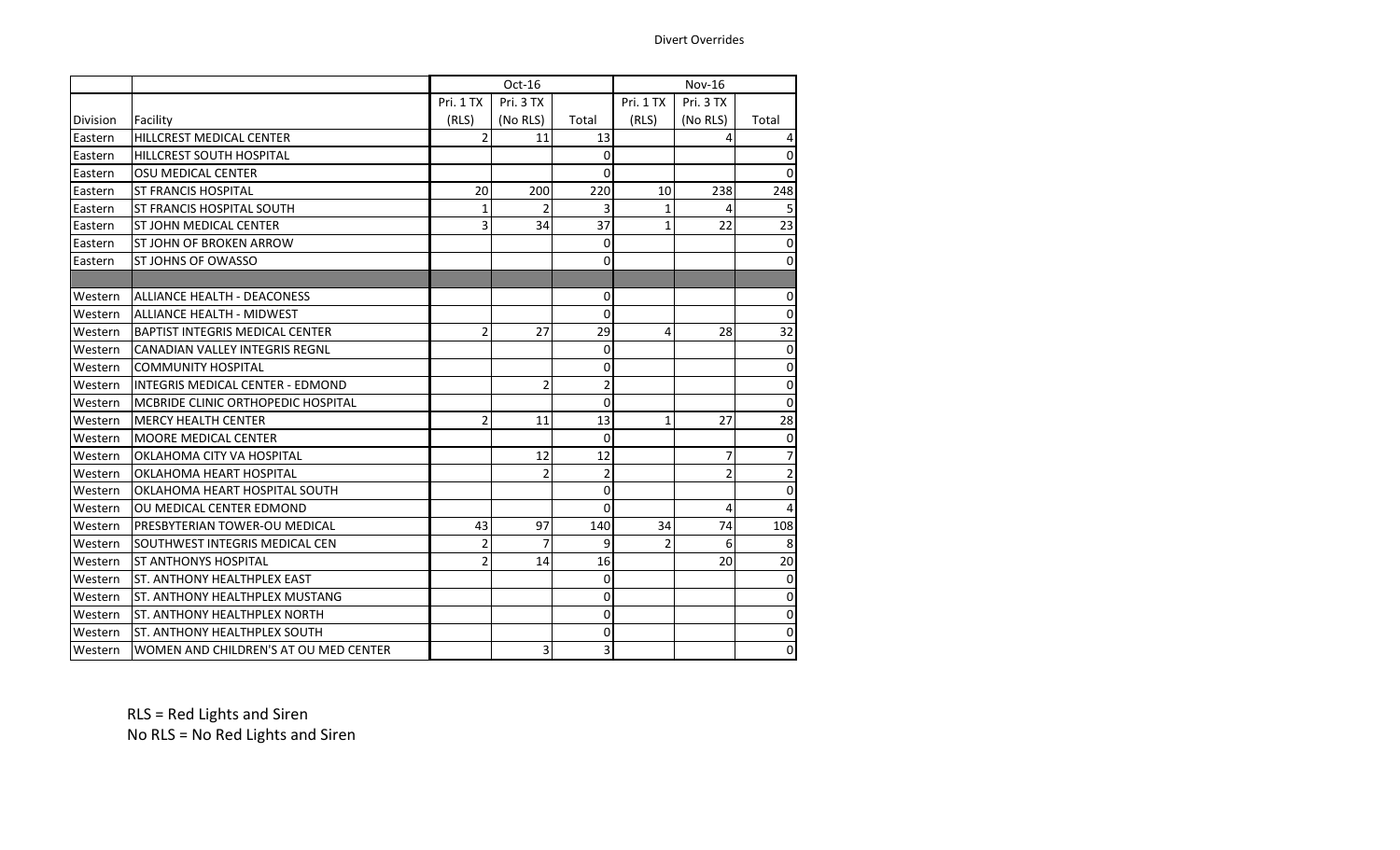Divert Overrides

| | | Oct-16 | | | Nov-16 | | |
|---|---|---|---|---|---|---|---|
| | | Pri. 1 TX | Pri. 3 TX | | Pri. 1 TX | Pri. 3 TX | |
| Division | Facility | (RLS) | (No RLS) | Total | (RLS) | (No RLS) | Total |
| Eastern | HILLCREST MEDICAL CENTER | 2 | 11 | 13 | | 4 | 4 |
| Eastern | HILLCREST SOUTH HOSPITAL | | | 0 | | | 0 |
| Eastern | OSU MEDICAL CENTER | | | 0 | | | 0 |
| Eastern | ST FRANCIS HOSPITAL | 20 | 200 | 220 | 10 | 238 | 248 |
| Eastern | ST FRANCIS HOSPITAL SOUTH | 1 | 2 | 3 | 1 | 4 | 5 |
| Eastern | ST JOHN MEDICAL CENTER | 3 | 34 | 37 | 1 | 22 | 23 |
| Eastern | ST JOHN OF BROKEN ARROW | | | 0 | | | 0 |
| Eastern | ST JOHNS OF OWASSO | | | 0 | | | 0 |
| | | | | | | | |
| Western | ALLIANCE HEALTH - DEACONESS | | | 0 | | | 0 |
| Western | ALLIANCE HEALTH - MIDWEST | | | 0 | | | 0 |
| Western | BAPTIST INTEGRIS MEDICAL CENTER | 2 | 27 | 29 | 4 | 28 | 32 |
| Western | CANADIAN VALLEY INTEGRIS REGNL | | | 0 | | | 0 |
| Western | COMMUNITY HOSPITAL | | | 0 | | | 0 |
| Western | INTEGRIS MEDICAL CENTER - EDMOND | | 2 | 2 | | | 0 |
| Western | MCBRIDE CLINIC ORTHOPEDIC HOSPITAL | | | 0 | | | 0 |
| Western | MERCY HEALTH CENTER | 2 | 11 | 13 | 1 | 27 | 28 |
| Western | MOORE MEDICAL CENTER | | | 0 | | | 0 |
| Western | OKLAHOMA CITY VA HOSPITAL | | 12 | 12 | | 7 | 7 |
| Western | OKLAHOMA HEART HOSPITAL | | 2 | 2 | | 2 | 2 |
| Western | OKLAHOMA HEART HOSPITAL SOUTH | | | 0 | | | 0 |
| Western | OU MEDICAL CENTER EDMOND | | | 0 | | 4 | 4 |
| Western | PRESBYTERIAN TOWER-OU MEDICAL | 43 | 97 | 140 | 34 | 74 | 108 |
| Western | SOUTHWEST INTEGRIS MEDICAL CEN | 2 | 7 | 9 | 2 | 6 | 8 |
| Western | ST ANTHONYS HOSPITAL | 2 | 14 | 16 | | 20 | 20 |
| Western | ST. ANTHONY HEALTHPLEX EAST | | | 0 | | | 0 |
| Western | ST. ANTHONY HEALTHPLEX MUSTANG | | | 0 | | | 0 |
| Western | ST. ANTHONY HEALTHPLEX NORTH | | | 0 | | | 0 |
| Western | ST. ANTHONY HEALTHPLEX SOUTH | | | 0 | | | 0 |
| Western | WOMEN AND CHILDREN'S AT OU MED CENTER | | 3 | 3 | | | 0 |

RLS = Red Lights and Siren
No RLS = No Red Lights and Siren